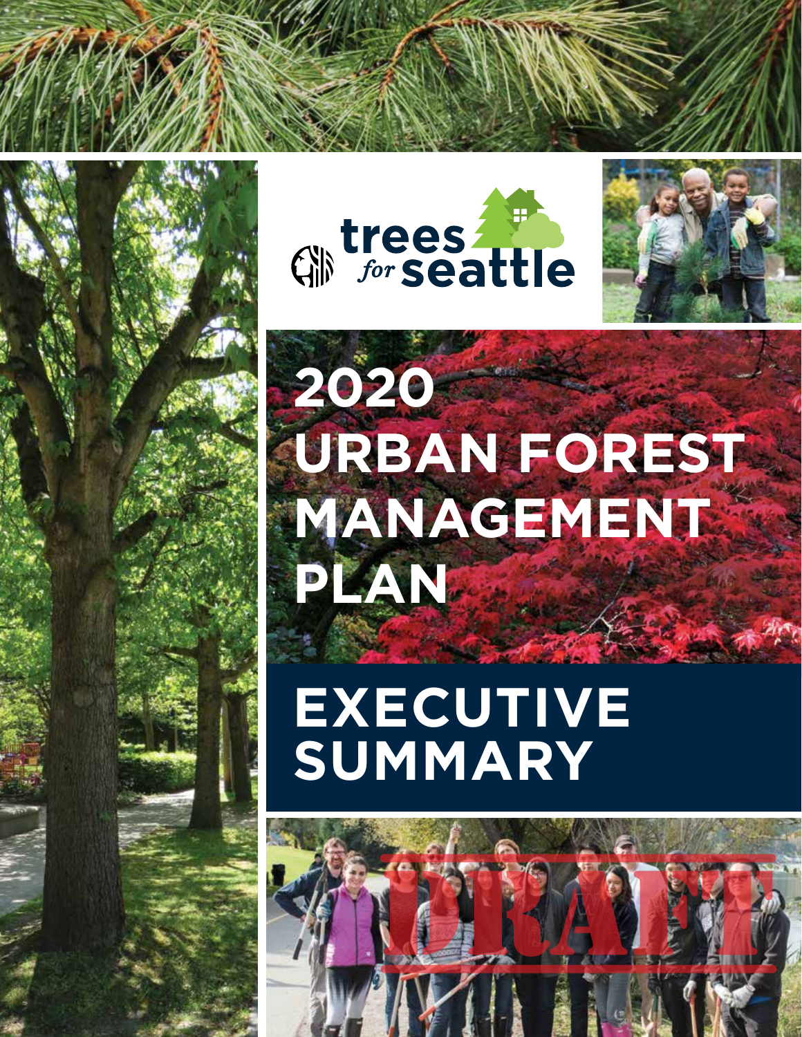trees *for* seattle

# 2020 URBAN FOREST MANAGEMENT PLAN

# EXECUTIVE SUMMARY

DRAFT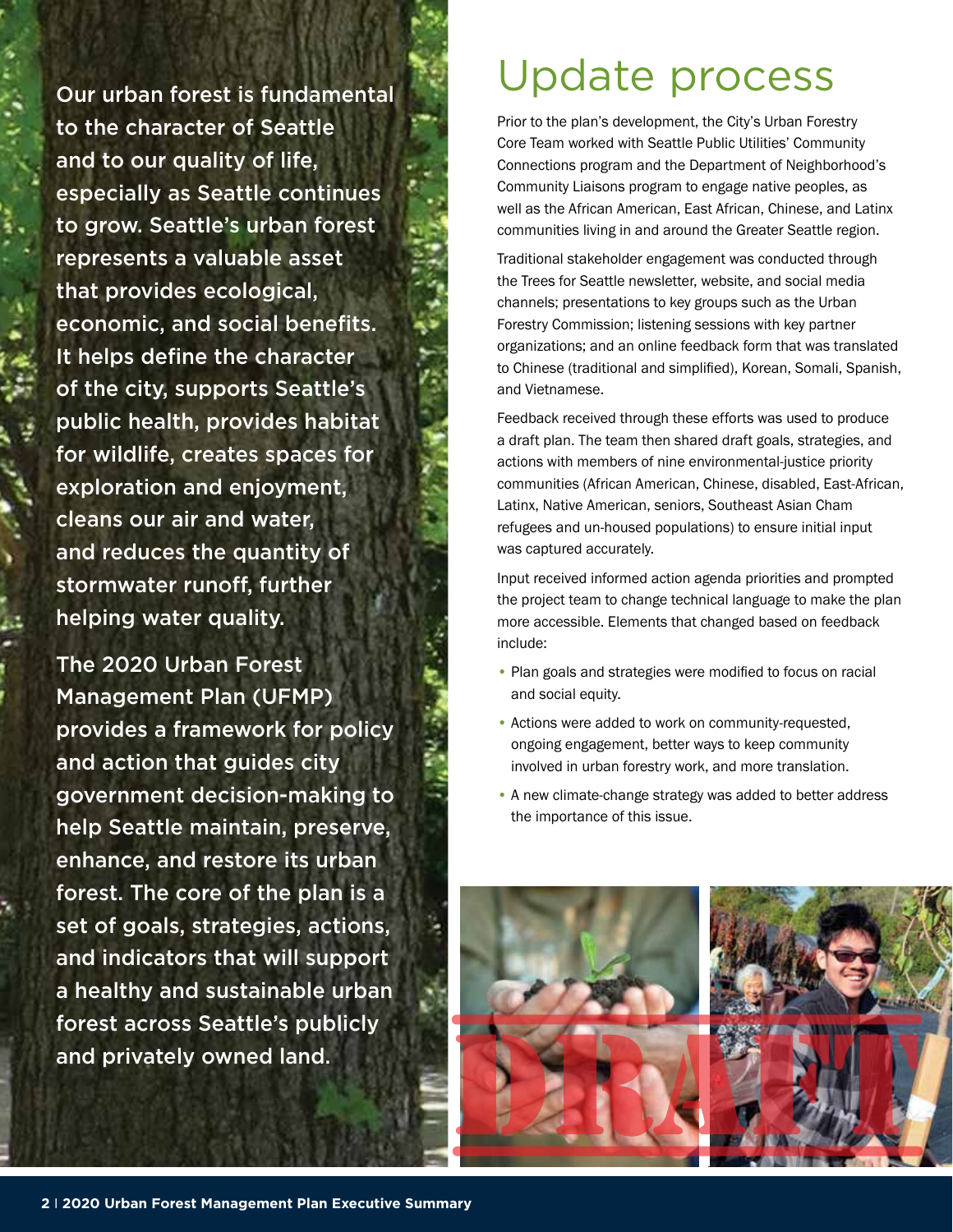Our urban forest is fundamental to the character of Seattle and to our quality of life, especially as Seattle continues to grow. Seattle's urban forest represents a valuable asset that provides ecological, economic, and social benefits. It helps define the character of the city, supports Seattle's public health, provides habitat for wildlife, creates spaces for exploration and enjoyment, cleans our air and water, and reduces the quantity of stormwater runoff, further helping water quality.

The 2020 Urban Forest Management Plan (UFMP) provides a framework for policy and action that guides city government decision-making to help Seattle maintain, preserve, enhance, and restore its urban forest. The core of the plan is a set of goals, strategies, actions, and indicators that will support a healthy and sustainable urban forest across Seattle's publicly and privately owned land.

# Update process

Prior to the plan's development, the City's Urban Forestry Core Team worked with Seattle Public Utilities' Community Connections program and the Department of Neighborhood's Community Liaisons program to engage native peoples, as well as the African American, East African, Chinese, and Latinx communities living in and around the Greater Seattle region.

Traditional stakeholder engagement was conducted through the Trees for Seattle newsletter, website, and social media channels; presentations to key groups such as the Urban Forestry Commission; listening sessions with key partner organizations; and an online feedback form that was translated to Chinese (traditional and simplified), Korean, Somali, Spanish, and Vietnamese.

Feedback received through these efforts was used to produce a draft plan. The team then shared draft goals, strategies, and actions with members of nine environmental-justice priority communities (African American, Chinese, disabled, East-African, Latinx, Native American, seniors, Southeast Asian Cham refugees and un-housed populations) to ensure initial input was captured accurately.

Input received informed action agenda priorities and prompted the project team to change technical language to make the plan more accessible. Elements that changed based on feedback include:

- Plan goals and strategies were modified to focus on racial and social equity.
- Actions were added to work on community-requested, ongoing engagement, better ways to keep community involved in urban forestry work, and more translation.
- A new climate-change strategy was added to better address the importance of this issue.

DRAFT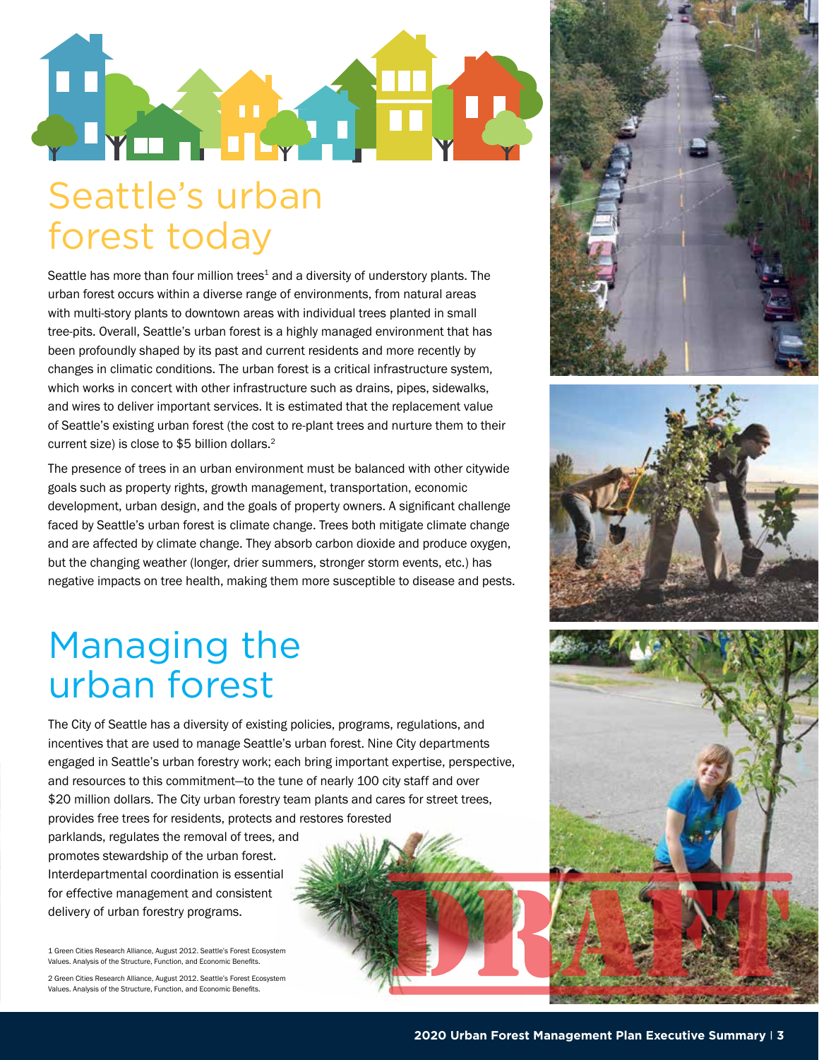# Seattle's urban forest today

Seattle has more than four million trees[1] and a diversity of understory plants. The urban forest occurs within a diverse range of environments, from natural areas with multi-story plants to downtown areas with individual trees planted in small tree-pits. Overall, Seattle's urban forest is a highly managed environment that has been profoundly shaped by its past and current residents and more recently by changes in climatic conditions. The urban forest is a critical infrastructure system, which works in concert with other infrastructure such as drains, pipes, sidewalks, and wires to deliver important services. It is estimated that the replacement value of Seattle's existing urban forest (the cost to re-plant trees and nurture them to their current size) is close to $5 billion dollars.[2]

The presence of trees in an urban environment must be balanced with other citywide goals such as property rights, growth management, transportation, economic development, urban design, and the goals of property owners. A significant challenge faced by Seattle's urban forest is climate change. Trees both mitigate climate change and are affected by climate change. They absorb carbon dioxide and produce oxygen, but the changing weather (longer, drier summers, stronger storm events, etc.) has negative impacts on tree health, making them more susceptible to disease and pests.

# Managing the urban forest

The City of Seattle has a diversity of existing policies, programs, regulations, and incentives that are used to manage Seattle's urban forest. Nine City departments engaged in Seattle's urban forestry work; each bring important expertise, perspective, and resources to this commitment—to the tune of nearly 100 city staff and over $20 million dollars. The City urban forestry team plants and cares for street trees, provides free trees for residents, protects and restores forested parklands, regulates the removal of trees, and promotes stewardship of the urban forest. Interdepartmental coordination is essential for effective management and consistent delivery of urban forestry programs.

1 Green Cities Research Alliance, August 2012. Seattle's Forest Ecosystem Values. Analysis of the Structure, Function, and Economic Benefits.

2 Green Cities Research Alliance, August 2012. Seattle's Forest Ecosystem Values. Analysis of the Structure, Function, and Economic Benefits.

DRAFT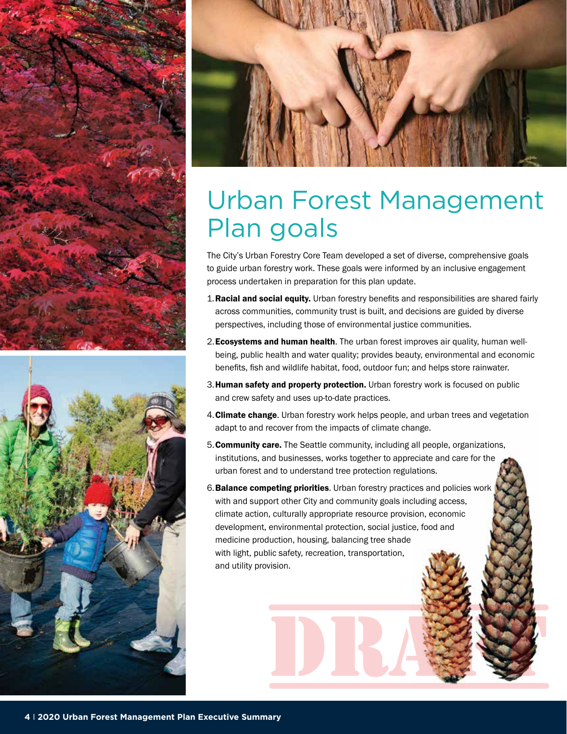# Urban Forest Management Plan goals

The City's Urban Forestry Core Team developed a set of diverse, comprehensive goals to guide urban forestry work. These goals were informed by an inclusive engagement process undertaken in preparation for this plan update.

1. **Racial and social equity.** Urban forestry benefits and responsibilities are shared fairly across communities, community trust is built, and decisions are guided by diverse perspectives, including those of environmental justice communities.
2. **Ecosystems and human health**. The urban forest improves air quality, human well-being, public health and water quality; provides beauty, environmental and economic benefits, fish and wildlife habitat, food, outdoor fun; and helps store rainwater.
3. **Human safety and property protection.** Urban forestry work is focused on public and crew safety and uses up-to-date practices.
4. **Climate change**. Urban forestry work helps people, and urban trees and vegetation adapt to and recover from the impacts of climate change.
5. **Community care.** The Seattle community, including all people, organizations, institutions, and businesses, works together to appreciate and care for the urban forest and to understand tree protection regulations.
6. **Balance competing priorities**. Urban forestry practices and policies work with and support other City and community goals including access, climate action, culturally appropriate resource provision, economic development, environmental protection, social justice, food and medicine production, housing, balancing tree shade with light, public safety, recreation, transportation, and utility provision.

DRAFT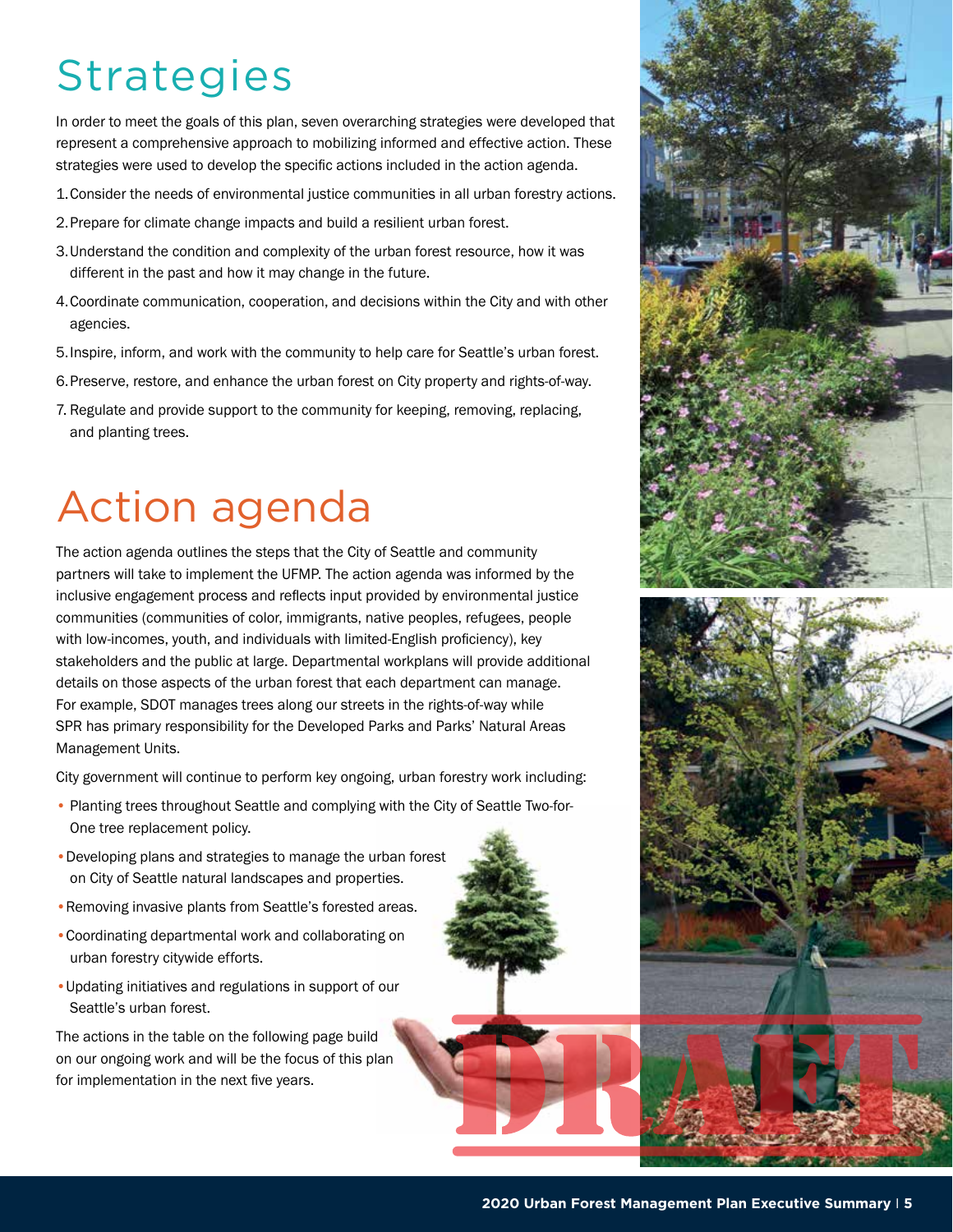# Strategies

In order to meet the goals of this plan, seven overarching strategies were developed that represent a comprehensive approach to mobilizing informed and effective action. These strategies were used to develop the specific actions included in the action agenda.

1. Consider the needs of environmental justice communities in all urban forestry actions.
2. Prepare for climate change impacts and build a resilient urban forest.
3. Understand the condition and complexity of the urban forest resource, how it was different in the past and how it may change in the future.
4. Coordinate communication, cooperation, and decisions within the City and with other agencies.
5. Inspire, inform, and work with the community to help care for Seattle's urban forest.
6. Preserve, restore, and enhance the urban forest on City property and rights-of-way.
7. Regulate and provide support to the community for keeping, removing, replacing, and planting trees.

# Action agenda

The action agenda outlines the steps that the City of Seattle and community partners will take to implement the UFMP. The action agenda was informed by the inclusive engagement process and reflects input provided by environmental justice communities (communities of color, immigrants, native peoples, refugees, people with low-incomes, youth, and individuals with limited-English proficiency), key stakeholders and the public at large. Departmental workplans will provide additional details on those aspects of the urban forest that each department can manage. For example, SDOT manages trees along our streets in the rights-of-way while SPR has primary responsibility for the Developed Parks and Parks' Natural Areas Management Units.

City government will continue to perform key ongoing, urban forestry work including:

- Planting trees throughout Seattle and complying with the City of Seattle Two-for-One tree replacement policy.
- Developing plans and strategies to manage the urban forest on City of Seattle natural landscapes and properties.
- Removing invasive plants from Seattle's forested areas.
- Coordinating departmental work and collaborating on urban forestry citywide efforts.
- Updating initiatives and regulations in support of our Seattle's urban forest.

The actions in the table on the following page build on our ongoing work and will be the focus of this plan for implementation in the next five years.

DRAFT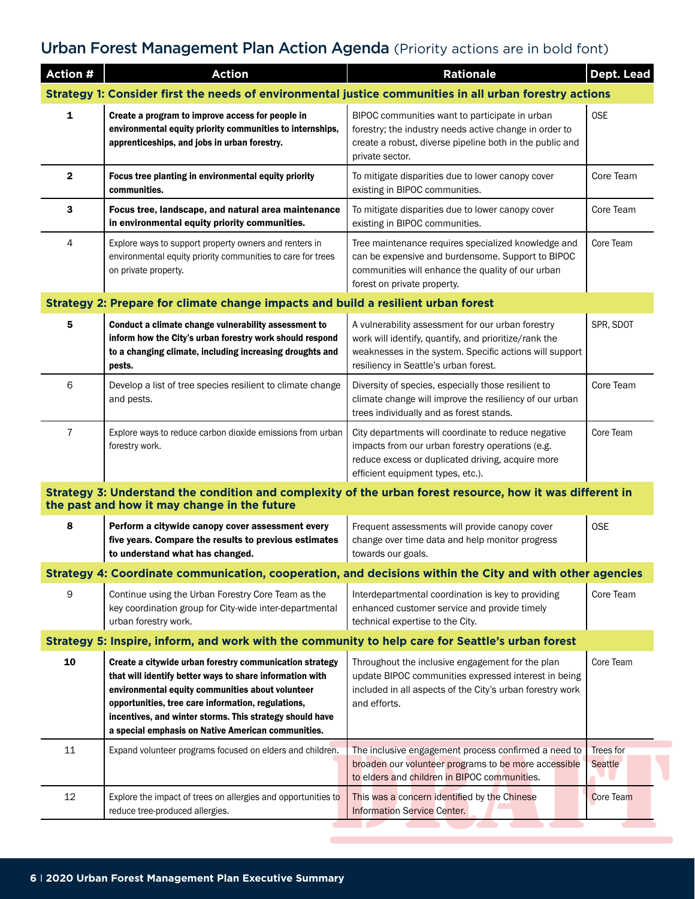## Urban Forest Management Plan Action Agenda (Priority actions are in bold font)

| Action # | Action | Rationale | Dept. Lead |
|---|---|---|---|
| **Strategy 1: Consider first the needs of environmental justice communities in all urban forestry actions** | | | |
| **1** | **Create a program to improve access for people in environmental equity priority communities to internships, apprenticeships, and jobs in urban forestry.** | BIPOC communities want to participate in urban forestry; the industry needs active change in order to create a robust, diverse pipeline both in the public and private sector. | OSE |
| **2** | **Focus tree planting in environmental equity priority communities.** | To mitigate disparities due to lower canopy cover existing in BIPOC communities. | Core Team |
| **3** | **Focus tree, landscape, and natural area maintenance in environmental equity priority communities.** | To mitigate disparities due to lower canopy cover existing in BIPOC communities. | Core Team |
| 4 | Explore ways to support property owners and renters in environmental equity priority communities to care for trees on private property. | Tree maintenance requires specialized knowledge and can be expensive and burdensome. Support to BIPOC communities will enhance the quality of our urban forest on private property. | Core Team |
| **Strategy 2: Prepare for climate change impacts and build a resilient urban forest** | | | |
| **5** | **Conduct a climate change vulnerability assessment to inform how the City's urban forestry work should respond to a changing climate, including increasing droughts and pests.** | A vulnerability assessment for our urban forestry work will identify, quantify, and prioritize/rank the weaknesses in the system. Specific actions will support resiliency in Seattle's urban forest. | SPR, SDOT |
| 6 | Develop a list of tree species resilient to climate change and pests. | Diversity of species, especially those resilient to climate change will improve the resiliency of our urban trees individually and as forest stands. | Core Team |
| 7 | Explore ways to reduce carbon dioxide emissions from urban forestry work. | City departments will coordinate to reduce negative impacts from our urban forestry operations (e.g. reduce excess or duplicated driving, acquire more efficient equipment types, etc.). | Core Team |
| **Strategy 3: Understand the condition and complexity of the urban forest resource, how it was different in the past and how it may change in the future** | | | |
| **8** | **Perform a citywide canopy cover assessment every five years. Compare the results to previous estimates to understand what has changed.** | Frequent assessments will provide canopy cover change over time data and help monitor progress towards our goals. | OSE |
| **Strategy 4: Coordinate communication, cooperation, and decisions within the City and with other agencies** | | | |
| 9 | Continue using the Urban Forestry Core Team as the key coordination group for City-wide inter-departmental urban forestry work. | Interdepartmental coordination is key to providing enhanced customer service and provide timely technical expertise to the City. | Core Team |
| **Strategy 5: Inspire, inform, and work with the community to help care for Seattle's urban forest** | | | |
| **10** | **Create a citywide urban forestry communication strategy that will identify better ways to share information with environmental equity communities about volunteer opportunities, tree care information, regulations, incentives, and winter storms. This strategy should have a special emphasis on Native American communities.** | Throughout the inclusive engagement for the plan update BIPOC communities expressed interest in being included in all aspects of the City's urban forestry work and efforts. | Core Team |
| 11 | Expand volunteer programs focused on elders and children. | The inclusive engagement process confirmed a need to broaden our volunteer programs to be more accessible to elders and children in BIPOC communities. | Trees for Seattle |
| 12 | Explore the impact of trees on allergies and opportunities to reduce tree-produced allergies. | This was a concern identified by the Chinese Information Service Center. | Core Team |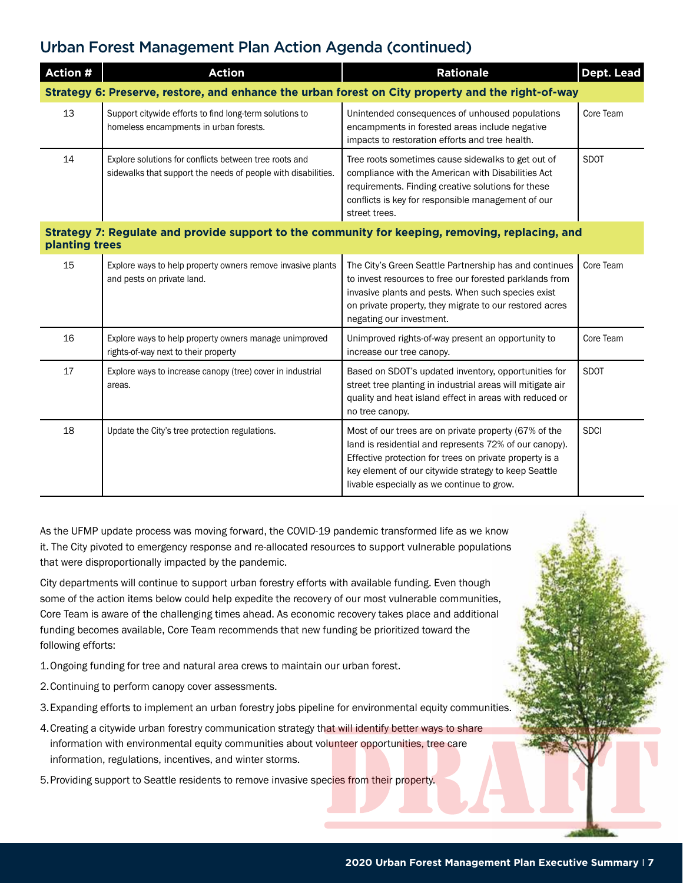## Urban Forest Management Plan Action Agenda (continued)

| Action # | Action | Rationale | Dept. Lead |
|---|---|---|---|
| **Strategy 6: Preserve, restore, and enhance the urban forest on City property and the right-of-way** | | | |
| 13 | Support citywide efforts to find long-term solutions to homeless encampments in urban forests. | Unintended consequences of unhoused populations encampments in forested areas include negative impacts to restoration efforts and tree health. | Core Team |
| 14 | Explore solutions for conflicts between tree roots and sidewalks that support the needs of people with disabilities. | Tree roots sometimes cause sidewalks to get out of compliance with the American with Disabilities Act requirements. Finding creative solutions for these conflicts is key for responsible management of our street trees. | SDOT |
| **Strategy 7: Regulate and provide support to the community for keeping, removing, replacing, and planting trees** | | | |
| 15 | Explore ways to help property owners remove invasive plants and pests on private land. | The City's Green Seattle Partnership has and continues to invest resources to free our forested parklands from invasive plants and pests. When such species exist on private property, they migrate to our restored acres negating our investment. | Core Team |
| 16 | Explore ways to help property owners manage unimproved rights-of-way next to their property | Unimproved rights-of-way present an opportunity to increase our tree canopy. | Core Team |
| 17 | Explore ways to increase canopy (tree) cover in industrial areas. | Based on SDOT's updated inventory, opportunities for street tree planting in industrial areas will mitigate air quality and heat island effect in areas with reduced or no tree canopy. | SDOT |
| 18 | Update the City's tree protection regulations. | Most of our trees are on private property (67% of the land is residential and represents 72% of our canopy). Effective protection for trees on private property is a key element of our citywide strategy to keep Seattle livable especially as we continue to grow. | SDCI |

As the UFMP update process was moving forward, the COVID-19 pandemic transformed life as we know it. The City pivoted to emergency response and re-allocated resources to support vulnerable populations that were disproportionally impacted by the pandemic.

City departments will continue to support urban forestry efforts with available funding. Even though some of the action items below could help expedite the recovery of our most vulnerable communities, Core Team is aware of the challenging times ahead. As economic recovery takes place and additional funding becomes available, Core Team recommends that new funding be prioritized toward the following efforts:

1. Ongoing funding for tree and natural area crews to maintain our urban forest.
2. Continuing to perform canopy cover assessments.
3. Expanding efforts to implement an urban forestry jobs pipeline for environmental equity communities.
4. Creating a citywide urban forestry communication strategy that will identify better ways to share information with environmental equity communities about volunteer opportunities, tree care information, regulations, incentives, and winter storms.
5. Providing support to Seattle residents to remove invasive species from their property.

DRAFT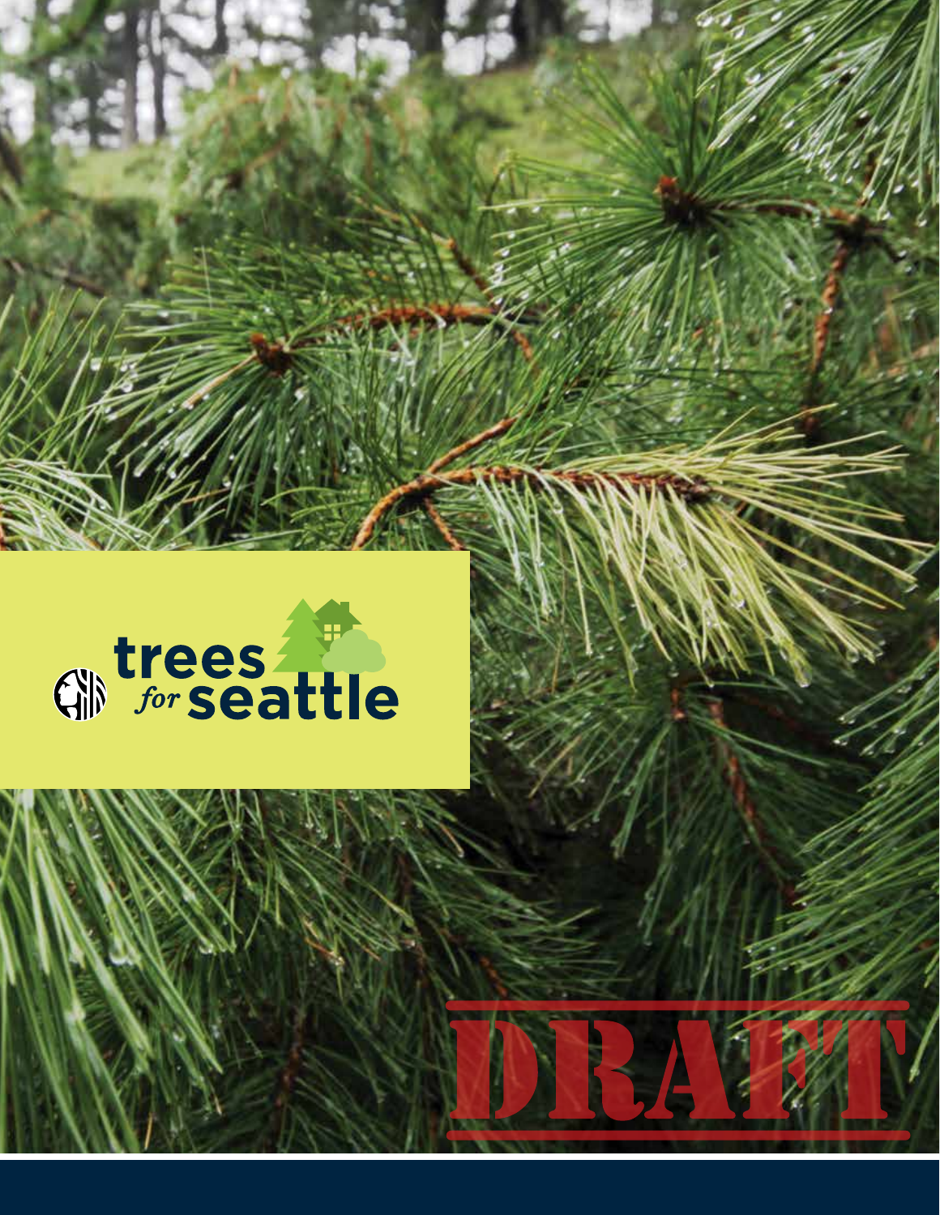trees *for* seattle

DRAFT